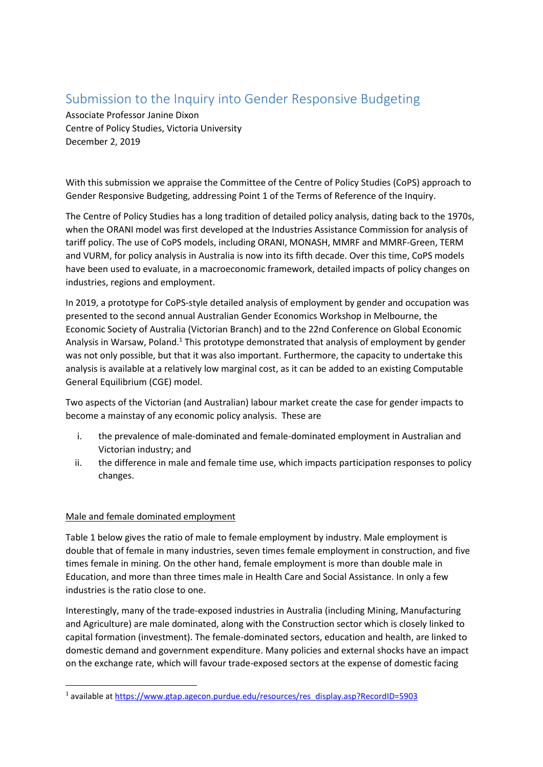# Submission to the Inquiry into Gender Responsive Budgeting

Associate Professor Janine Dixon
Centre of Policy Studies, Victoria University
December 2, 2019

With this submission we appraise the Committee of the Centre of Policy Studies (CoPS) approach to Gender Responsive Budgeting, addressing Point 1 of the Terms of Reference of the Inquiry.

The Centre of Policy Studies has a long tradition of detailed policy analysis, dating back to the 1970s, when the ORANI model was first developed at the Industries Assistance Commission for analysis of tariff policy. The use of CoPS models, including ORANI, MONASH, MMRF and MMRF-Green, TERM and VURM, for policy analysis in Australia is now into its fifth decade. Over this time, CoPS models have been used to evaluate, in a macroeconomic framework, detailed impacts of policy changes on industries, regions and employment.

In 2019, a prototype for CoPS-style detailed analysis of employment by gender and occupation was presented to the second annual Australian Gender Economics Workshop in Melbourne, the Economic Society of Australia (Victorian Branch) and to the 22nd Conference on Global Economic Analysis in Warsaw, Poland.[1] This prototype demonstrated that analysis of employment by gender was not only possible, but that it was also important. Furthermore, the capacity to undertake this analysis is available at a relatively low marginal cost, as it can be added to an existing Computable General Equilibrium (CGE) model.

Two aspects of the Victorian (and Australian) labour market create the case for gender impacts to become a mainstay of any economic policy analysis. These are

i. the prevalence of male-dominated and female-dominated employment in Australian and Victorian industry; and
ii. the difference in male and female time use, which impacts participation responses to policy changes.

## Male and female dominated employment

Table 1 below gives the ratio of male to female employment by industry. Male employment is double that of female in many industries, seven times female employment in construction, and five times female in mining. On the other hand, female employment is more than double male in Education, and more than three times male in Health Care and Social Assistance. In only a few industries is the ratio close to one.

Interestingly, many of the trade-exposed industries in Australia (including Mining, Manufacturing and Agriculture) are male dominated, along with the Construction sector which is closely linked to capital formation (investment). The female-dominated sectors, education and health, are linked to domestic demand and government expenditure. Many policies and external shocks have an impact on the exchange rate, which will favour trade-exposed sectors at the expense of domestic facing

[1] available at https://www.gtap.agecon.purdue.edu/resources/res_display.asp?RecordID=5903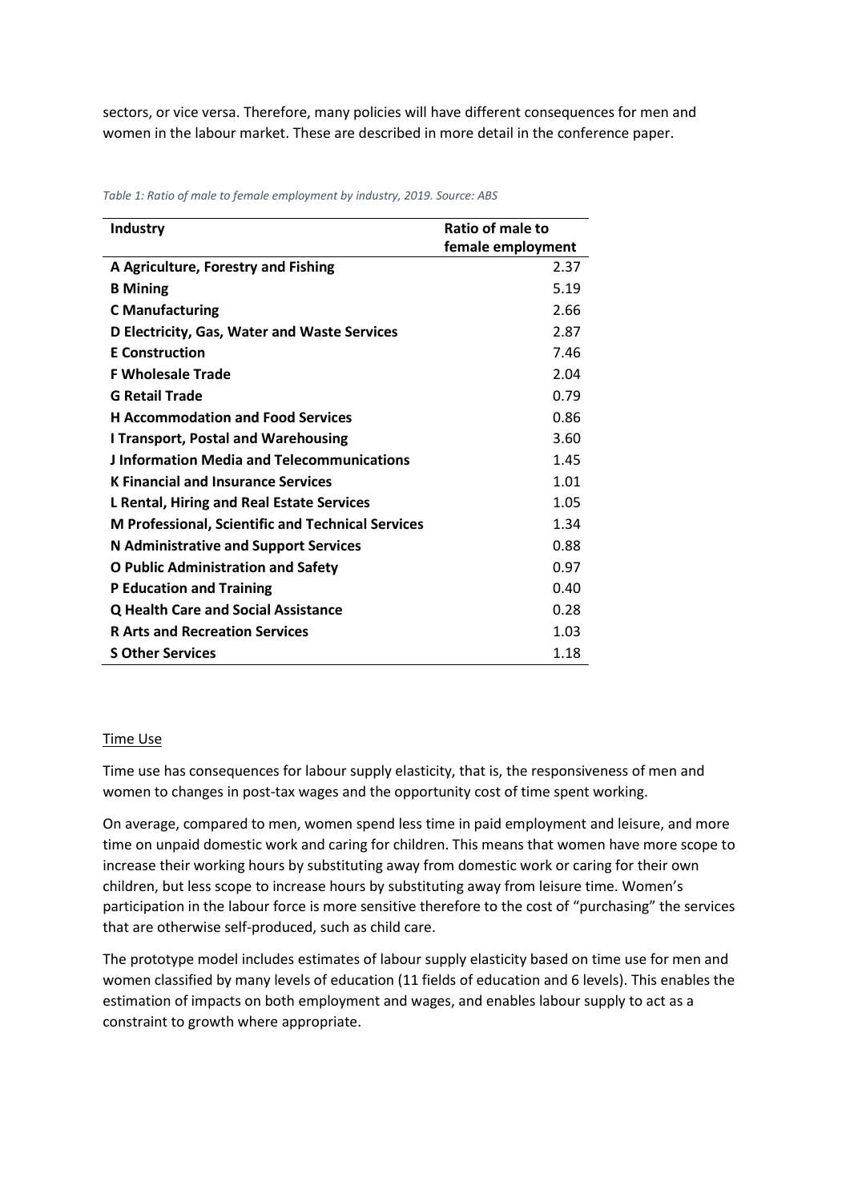sectors, or vice versa. Therefore, many policies will have different consequences for men and women in the labour market. These are described in more detail in the conference paper.

*Table 1: Ratio of male to female employment by industry, 2019. Source: ABS*

| Industry | Ratio of male to female employment |
|---|---|
| **A Agriculture, Forestry and Fishing** | 2.37 |
| **B Mining** | 5.19 |
| **C Manufacturing** | 2.66 |
| **D Electricity, Gas, Water and Waste Services** | 2.87 |
| **E Construction** | 7.46 |
| **F Wholesale Trade** | 2.04 |
| **G Retail Trade** | 0.79 |
| **H Accommodation and Food Services** | 0.86 |
| **I Transport, Postal and Warehousing** | 3.60 |
| **J Information Media and Telecommunications** | 1.45 |
| **K Financial and Insurance Services** | 1.01 |
| **L Rental, Hiring and Real Estate Services** | 1.05 |
| **M Professional, Scientific and Technical Services** | 1.34 |
| **N Administrative and Support Services** | 0.88 |
| **O Public Administration and Safety** | 0.97 |
| **P Education and Training** | 0.40 |
| **Q Health Care and Social Assistance** | 0.28 |
| **R Arts and Recreation Services** | 1.03 |
| **S Other Services** | 1.18 |

Time Use

Time use has consequences for labour supply elasticity, that is, the responsiveness of men and women to changes in post-tax wages and the opportunity cost of time spent working.

On average, compared to men, women spend less time in paid employment and leisure, and more time on unpaid domestic work and caring for children. This means that women have more scope to increase their working hours by substituting away from domestic work or caring for their own children, but less scope to increase hours by substituting away from leisure time. Women's participation in the labour force is more sensitive therefore to the cost of "purchasing" the services that are otherwise self-produced, such as child care.

The prototype model includes estimates of labour supply elasticity based on time use for men and women classified by many levels of education (11 fields of education and 6 levels). This enables the estimation of impacts on both employment and wages, and enables labour supply to act as a constraint to growth where appropriate.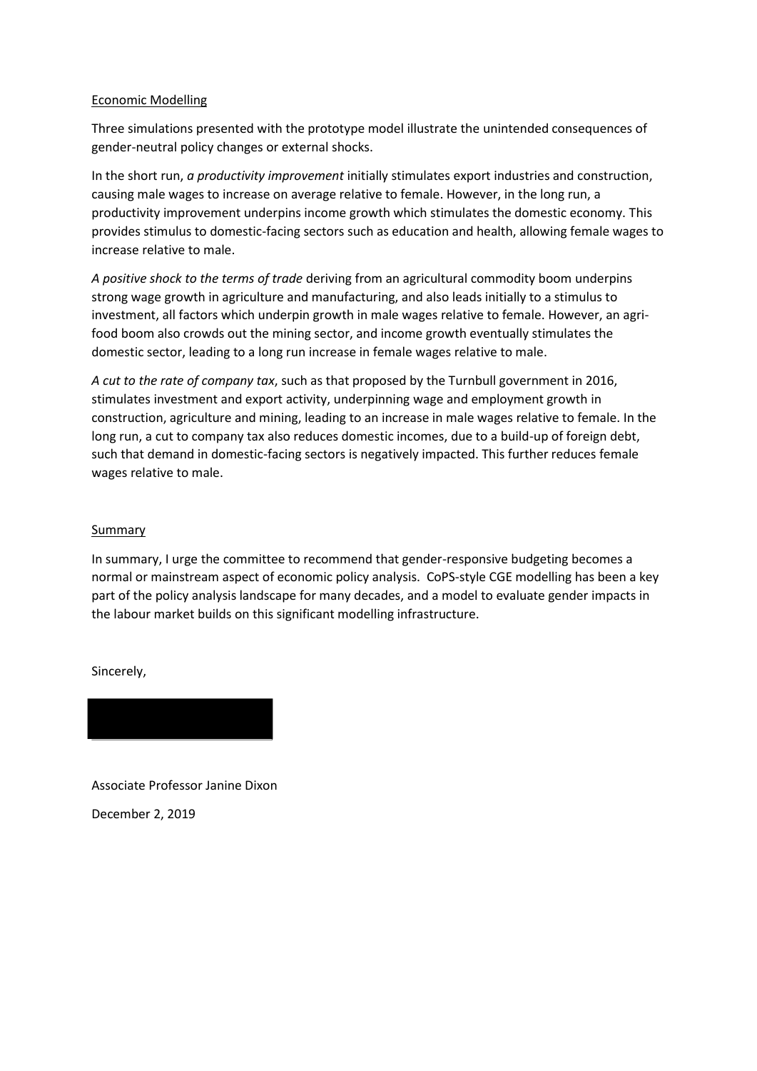Economic Modelling

Three simulations presented with the prototype model illustrate the unintended consequences of gender-neutral policy changes or external shocks.

In the short run, *a productivity improvement* initially stimulates export industries and construction, causing male wages to increase on average relative to female. However, in the long run, a productivity improvement underpins income growth which stimulates the domestic economy. This provides stimulus to domestic-facing sectors such as education and health, allowing female wages to increase relative to male.

*A positive shock to the terms of trade* deriving from an agricultural commodity boom underpins strong wage growth in agriculture and manufacturing, and also leads initially to a stimulus to investment, all factors which underpin growth in male wages relative to female. However, an agri-food boom also crowds out the mining sector, and income growth eventually stimulates the domestic sector, leading to a long run increase in female wages relative to male.

*A cut to the rate of company tax*, such as that proposed by the Turnbull government in 2016, stimulates investment and export activity, underpinning wage and employment growth in construction, agriculture and mining, leading to an increase in male wages relative to female. In the long run, a cut to company tax also reduces domestic incomes, due to a build-up of foreign debt, such that demand in domestic-facing sectors is negatively impacted. This further reduces female wages relative to male.

Summary

In summary, I urge the committee to recommend that gender-responsive budgeting becomes a normal or mainstream aspect of economic policy analysis. CoPS-style CGE modelling has been a key part of the policy analysis landscape for many decades, and a model to evaluate gender impacts in the labour market builds on this significant modelling infrastructure.

Sincerely,

Associate Professor Janine Dixon

December 2, 2019